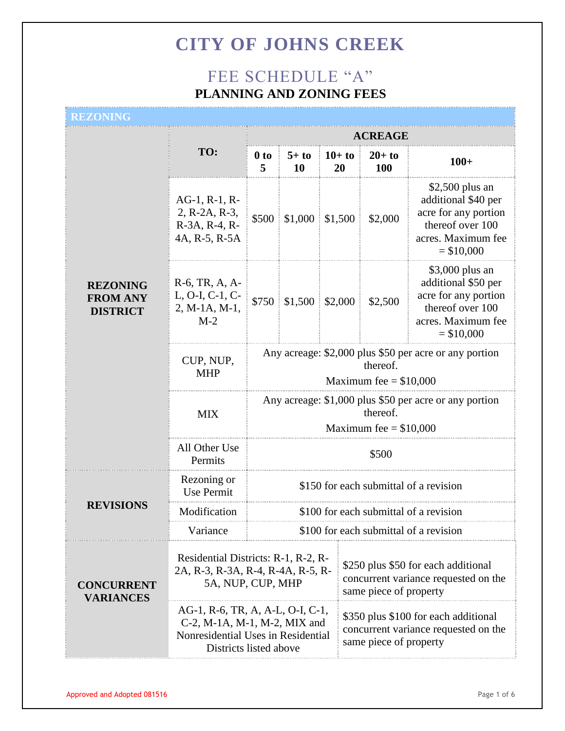# CITY OF JOHNS CREEK

## FEE SCHEDULE "A"

### PLANNING AND ZONING FEES

**REZONING**

| | TO: | ACREAGE | | | | |
|---|---|---|---|---|---|---|
| | | **0 to 5** | **5+ to 10** | **10+ to 20** | **20+ to 100** | **100+** |
| **REZONING FROM ANY DISTRICT** | AG-1, R-1, R-2, R-2A, R-3, R-3A, R-4, R-4A, R-5, R-5A | $500 | $1,000 | $1,500 | $2,000 | $2,500 plus an additional $40 per acre for any portion thereof over 100 acres. Maximum fee = $10,000 |
| | R-6, TR, A, A-L, O-I, C-1, C-2, M-1A, M-1, M-2 | $750 | $1,500 | $2,000 | $2,500 | $3,000 plus an additional $50 per acre for any portion thereof over 100 acres. Maximum fee = $10,000 |
| | CUP, NUP, MHP | Any acreage: $2,000 plus $50 per acre or any portion thereof. Maximum fee = $10,000 | | | | |
| | MIX | Any acreage: $1,000 plus $50 per acre or any portion thereof. Maximum fee = $10,000 | | | | |
| | All Other Use Permits | $500 | | | | |
| **REVISIONS** | Rezoning or Use Permit | $150 for each submittal of a revision | | | | |
| | Modification | $100 for each submittal of a revision | | | | |
| | Variance | $100 for each submittal of a revision | | | | |

| | | |
|---|---|---|
| **CONCURRENT VARIANCES** | Residential Districts: R-1, R-2, R-2A, R-3, R-3A, R-4, R-4A, R-5, R-5A, NUP, CUP, MHP | $250 plus $50 for each additional concurrent variance requested on the same piece of property |
| | AG-1, R-6, TR, A, A-L, O-I, C-1, C-2, M-1A, M-1, M-2, MIX and Nonresidential Uses in Residential Districts listed above | $350 plus $100 for each additional concurrent variance requested on the same piece of property |

Approved and Adopted 081516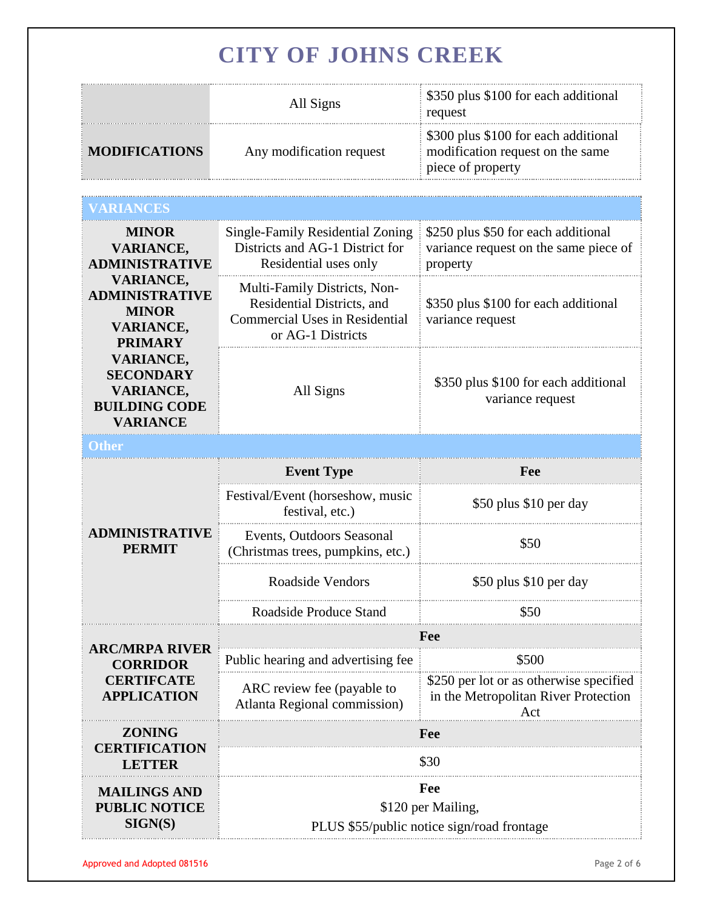# CITY OF JOHNS CREEK

| | | |
|---|---|---|
| | All Signs | $350 plus $100 for each additional request |
| **MODIFICATIONS** | Any modification request | $300 plus $100 for each additional modification request on the same piece of property |

| VARIANCES | | |
|---|---|---|
| **MINOR VARIANCE, ADMINISTRATIVE VARIANCE, ADMINISTRATIVE MINOR VARIANCE, PRIMARY VARIANCE, SECONDARY VARIANCE, BUILDING CODE VARIANCE** | Single-Family Residential Zoning Districts and AG-1 District for Residential uses only | $250 plus $50 for each additional variance request on the same piece of property |
| | Multi-Family Districts, Non-Residential Districts, and Commercial Uses in Residential or AG-1 Districts | $350 plus $100 for each additional variance request |
| | All Signs | $350 plus $100 for each additional variance request |

| Other | | |
|---|---|---|
| **ADMINISTRATIVE PERMIT** | **Event Type** | **Fee** |
| | Festival/Event (horseshow, music festival, etc.) | $50 plus $10 per day |
| | Events, Outdoors Seasonal (Christmas trees, pumpkins, etc.) | $50 |
| | Roadside Vendors | $50 plus $10 per day |
| | Roadside Produce Stand | $50 |
| **ARC/MRPA RIVER CORRIDOR CERTIFCATE APPLICATION** | **Fee** | |
| | Public hearing and advertising fee | $500 |
| | ARC review fee (payable to Atlanta Regional commission) | $250 per lot or as otherwise specified in the Metropolitan River Protection Act |
| **ZONING CERTIFICATION LETTER** | **Fee** | |
| | $30 | |
| **MAILINGS AND PUBLIC NOTICE SIGN(S)** | **Fee** $120 per Mailing, PLUS $55/public notice sign/road frontage | |

Approved and Adopted 081516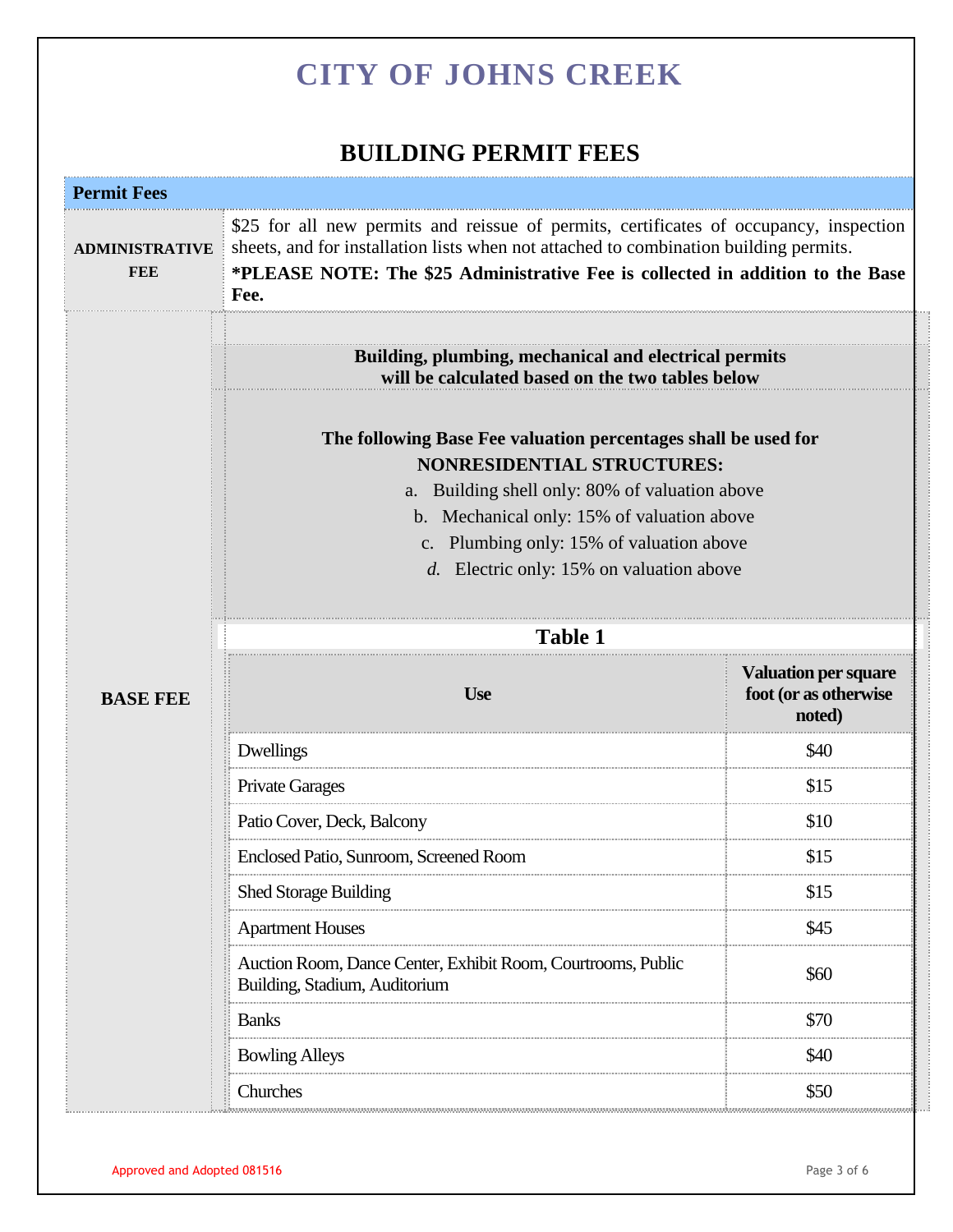# CITY OF JOHNS CREEK

## BUILDING PERMIT FEES

**Permit Fees**

**ADMINISTRATIVE FEE**

$25 for all new permits and reissue of permits, certificates of occupancy, inspection sheets, and for installation lists when not attached to combination building permits.

***PLEASE NOTE: The $25 Administrative Fee is collected in addition to the Base Fee.**

**BASE FEE**

**Building, plumbing, mechanical and electrical permits will be calculated based on the two tables below**

**The following Base Fee valuation percentages shall be used for NONRESIDENTIAL STRUCTURES:**

a. Building shell only: 80% of valuation above
b. Mechanical only: 15% of valuation above
c. Plumbing only: 15% of valuation above
*d.* Electric only: 15% on valuation above

**Table 1**

| Use | Valuation per square foot (or as otherwise noted) |
|---|---|
| Dwellings | $40 |
| Private Garages | $15 |
| Patio Cover, Deck, Balcony | $10 |
| Enclosed Patio, Sunroom, Screened Room | $15 |
| Shed Storage Building | $15 |
| Apartment Houses | $45 |
| Auction Room, Dance Center, Exhibit Room, Courtrooms, Public Building, Stadium, Auditorium | $60 |
| Banks | $70 |
| Bowling Alleys | $40 |
| Churches | $50 |

Approved and Adopted 081516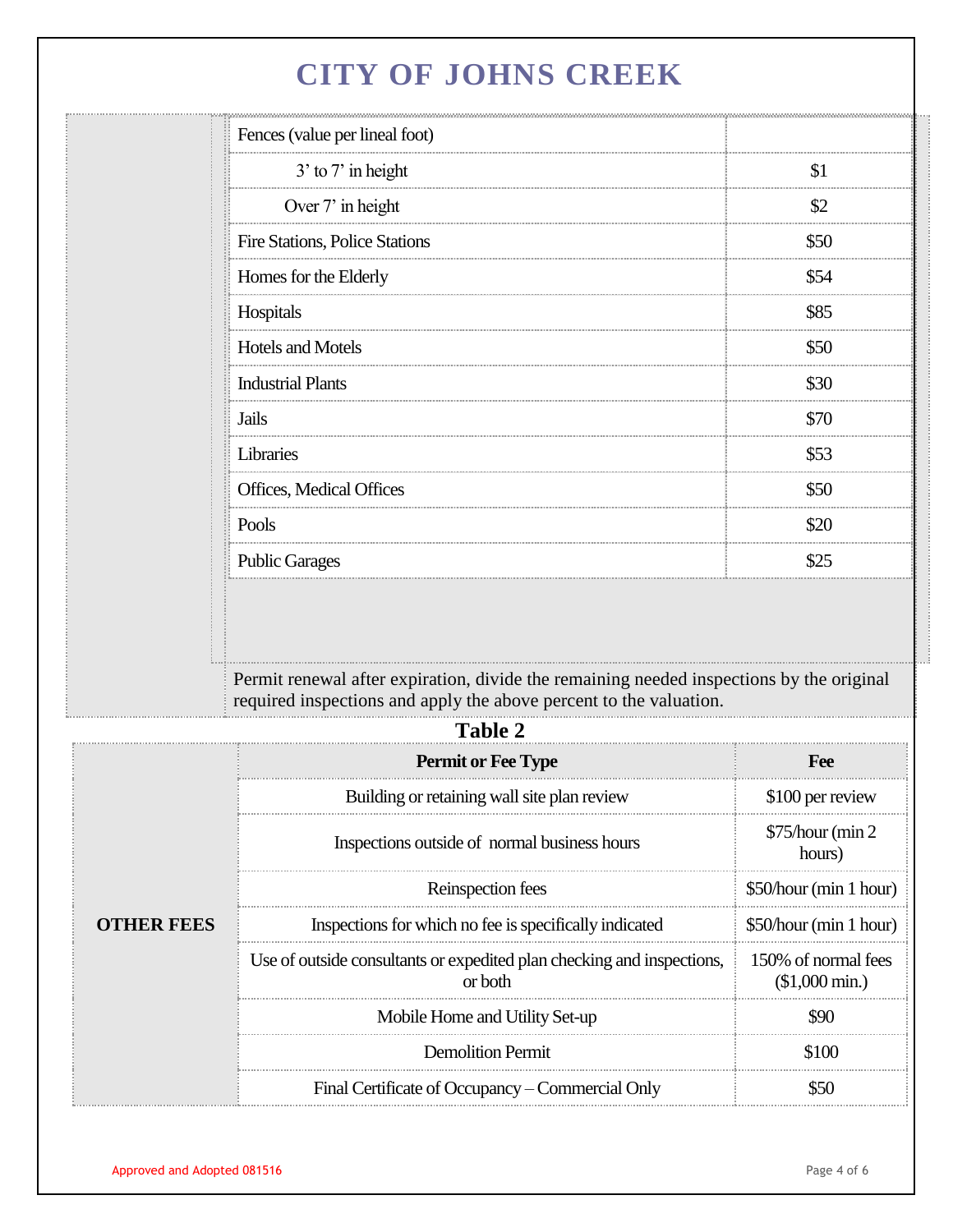| | |
|---|---|
| Fences (value per lineal foot) | |
| 3' to 7' in height | $1 |
| Over 7' in height | $2 |
| Fire Stations, Police Stations | $50 |
| Homes for the Elderly | $54 |
| Hospitals | $85 |
| Hotels and Motels | $50 |
| Industrial Plants | $30 |
| Jails | $70 |
| Libraries | $53 |
| Offices, Medical Offices | $50 |
| Pools | $20 |
| Public Garages | $25 |

Permit renewal after expiration, divide the remaining needed inspections by the original required inspections and apply the above percent to the valuation.

**Table 2**

| | Permit or Fee Type | Fee |
|---|---|---|
| **OTHER FEES** | Building or retaining wall site plan review | $100 per review |
| | Inspections outside of normal business hours | $75/hour (min 2 hours) |
| | Reinspection fees | $50/hour (min 1 hour) |
| | Inspections for which no fee is specifically indicated | $50/hour (min 1 hour) |
| | Use of outside consultants or expedited plan checking and inspections, or both | 150% of normal fees ($1,000 min.) |
| | Mobile Home and Utility Set-up | $90 |
| | Demolition Permit | $100 |
| | Final Certificate of Occupancy – Commercial Only | $50 |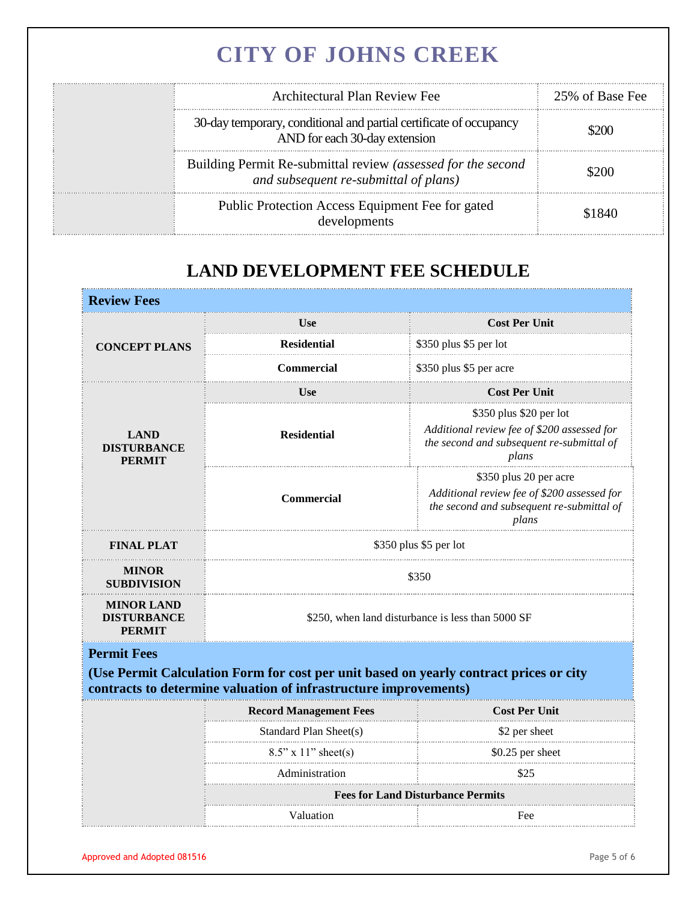# CITY OF JOHNS CREEK

| | | |
|---|---|---|
| | Architectural Plan Review Fee | 25% of Base Fee |
| | 30-day temporary, conditional and partial certificate of occupancy AND for each 30-day extension | $200 |
| | Building Permit Re-submittal review *(assessed for the second and subsequent re-submittal of plans)* | $200 |
| | Public Protection Access Equipment Fee for gated developments | $1840 |

## LAND DEVELOPMENT FEE SCHEDULE

| **Review Fees** | | |
|---|---|---|
| **CONCEPT PLANS** | **Use** | **Cost Per Unit** |
| | **Residential** | $350 plus $5 per lot |
| | **Commercial** | $350 plus $5 per acre |
| **LAND DISTURBANCE PERMIT** | **Use** | **Cost Per Unit** |
| | **Residential** | $350 plus $20 per lot *Additional review fee of $200 assessed for the second and subsequent re-submittal of plans* |
| | **Commercial** | $350 plus 20 per acre *Additional review fee of $200 assessed for the second and subsequent re-submittal of plans* |
| **FINAL PLAT** | $350 plus $5 per lot | |
| **MINOR SUBDIVISION** | $350 | |
| **MINOR LAND DISTURBANCE PERMIT** | $250, when land disturbance is less than 5000 SF | |

| **Permit Fees** **(Use Permit Calculation Form for cost per unit based on yearly contract prices or city contracts to determine valuation of infrastructure improvements)** | | |
|---|---|---|
| | **Record Management Fees** | **Cost Per Unit** |
| | Standard Plan Sheet(s) | $2 per sheet |
| | 8.5" x 11" sheet(s) | $0.25 per sheet |
| | Administration | $25 |
| | **Fees for Land Disturbance Permits** | |
| | Valuation | Fee |

Approved and Adopted 081516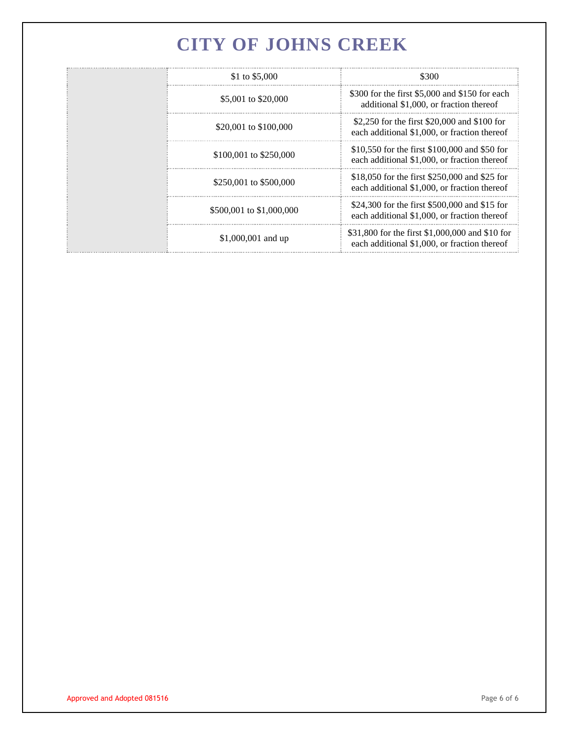# CITY OF JOHNS CREEK

| | | |
|---|---|---|
| | $1 to $5,000 | $300 |
| | $5,001 to $20,000 | $300 for the first $5,000 and $150 for each additional $1,000, or fraction thereof |
| | $20,001 to $100,000 | $2,250 for the first $20,000 and $100 for each additional $1,000, or fraction thereof |
| | $100,001 to $250,000 | $10,550 for the first $100,000 and $50 for each additional $1,000, or fraction thereof |
| | $250,001 to $500,000 | $18,050 for the first $250,000 and $25 for each additional $1,000, or fraction thereof |
| | $500,001 to $1,000,000 | $24,300 for the first $500,000 and $15 for each additional $1,000, or fraction thereof |
| | $1,000,001 and up | $31,800 for the first $1,000,000 and $10 for each additional $1,000, or fraction thereof |

Approved and Adopted 081516